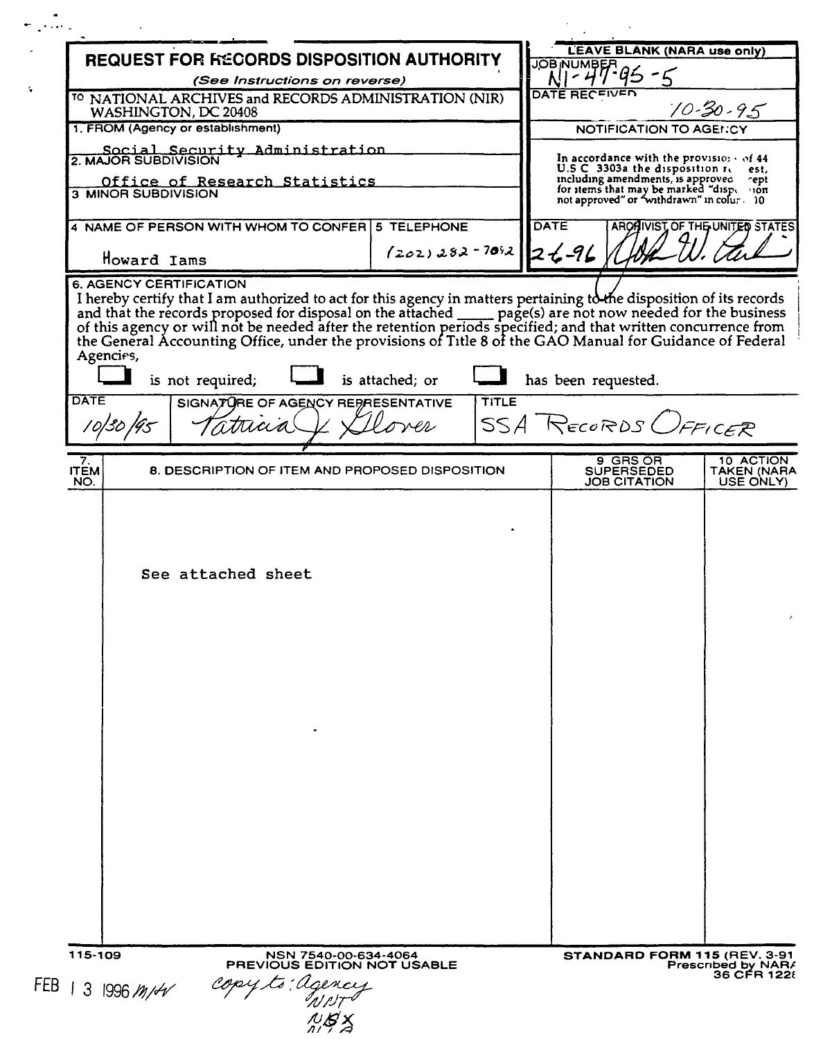# REQUEST FOR RECORDS DISPOSITION AUTHORITY

*(See Instructions on reverse)*

TO NATIONAL ARCHIVES and RECORDS ADMINISTRATION (NIR) WASHINGTON, DC 20408

**LEAVE BLANK (NARA use only)**

JOB NUMBER: N1-47-95-5

DATE RECEIVED: 10-30-95

**NOTIFICATION TO AGENCY**

In accordance with the provisions of 44 U.S.C. 3303a the disposition request, including amendments, is approved except for items that may be marked "disposition not approved" or "withdrawn" in column 10

DATE: 2-6-96

ARCHIVIST OF THE UNITED STATES: [signature]

1. FROM (Agency or establishment)

Social Security Administration

2. MAJOR SUBDIVISION

Office of Research Statistics

3. MINOR SUBDIVISION

4. NAME OF PERSON WITH WHOM TO CONFER

Howard Iams

5. TELEPHONE

(202) 282-7042

6. AGENCY CERTIFICATION

I hereby certify that I am authorized to act for this agency in matters pertaining to the disposition of its records and that the records proposed for disposal on the attached _____ page(s) are not now needed for the business of this agency or will not be needed after the retention periods specified; and that written concurrence from the General Accounting Office, under the provisions of Title 8 of the GAO Manual for Guidance of Federal Agencies,

☐ is not required; ☐ is attached; or ☐ has been requested.

| DATE | SIGNATURE OF AGENCY REPRESENTATIVE | TITLE |
| --- | --- | --- |
| 10/30/95 | Patricia J. Glover | SSA Records Officer |

| 7. ITEM NO. | 8. DESCRIPTION OF ITEM AND PROPOSED DISPOSITION | 9. GRS OR SUPERSEDED JOB CITATION | 10. ACTION TAKEN (NARA USE ONLY) |
| --- | --- | --- | --- |
| | See attached sheet | | |

115-109

NSN 7540-00-634-4064
PREVIOUS EDITION NOT USABLE

STANDARD FORM 115 (REV. 3-91)
Prescribed by NARA
36 CFR 1228

FEB 13 1996 m/hv copy to: agency NNT NSX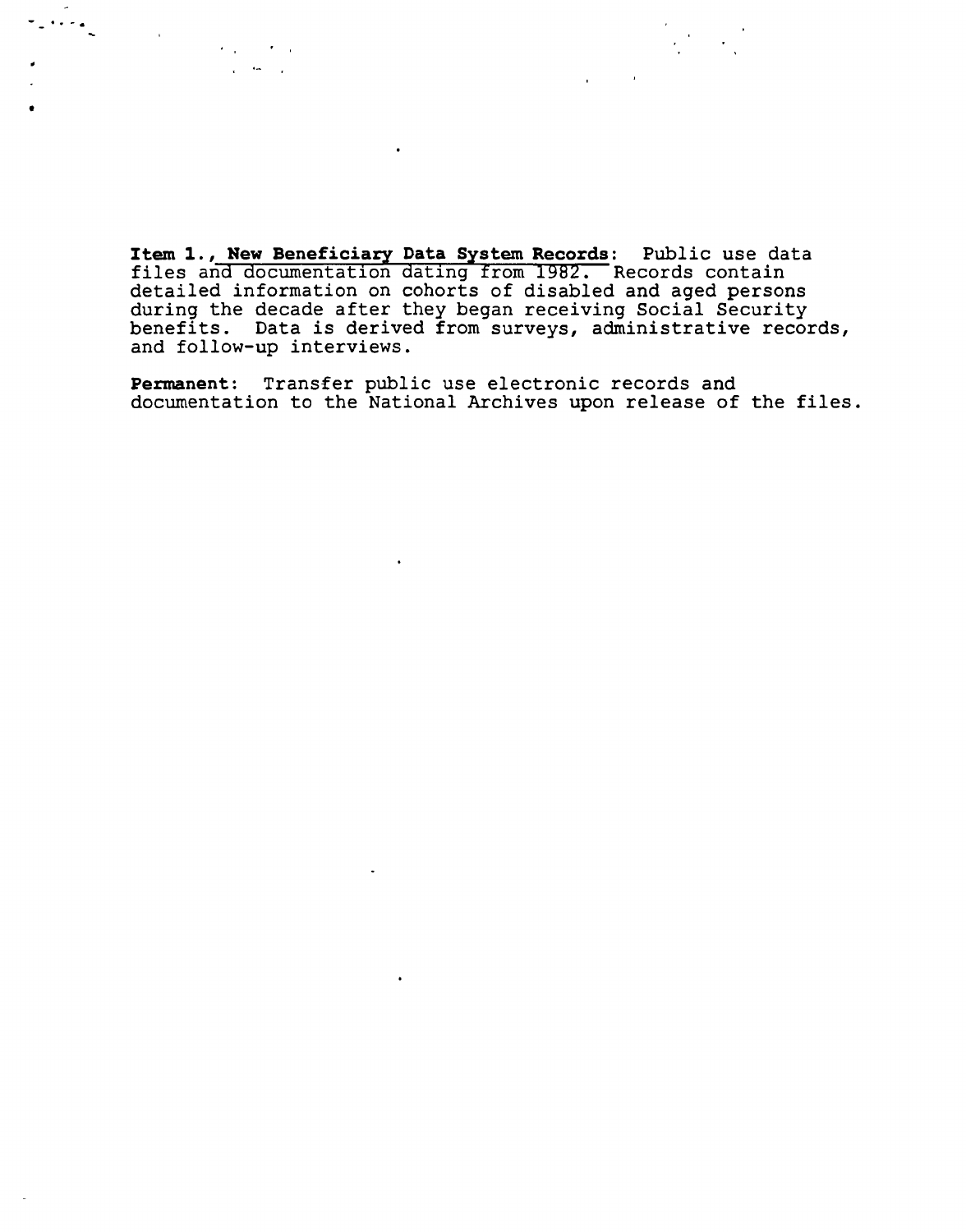**Item 1., New Beneficiary Data System Records**: Public use data files and documentation dating from 1982. Records contain detailed information on cohorts of disabled and aged persons during the decade after they began receiving Social Security benefits. Data is derived from surveys, administrative records, and follow-up interviews.

**Permanent**: Transfer public use electronic records and documentation to the National Archives upon release of the files.